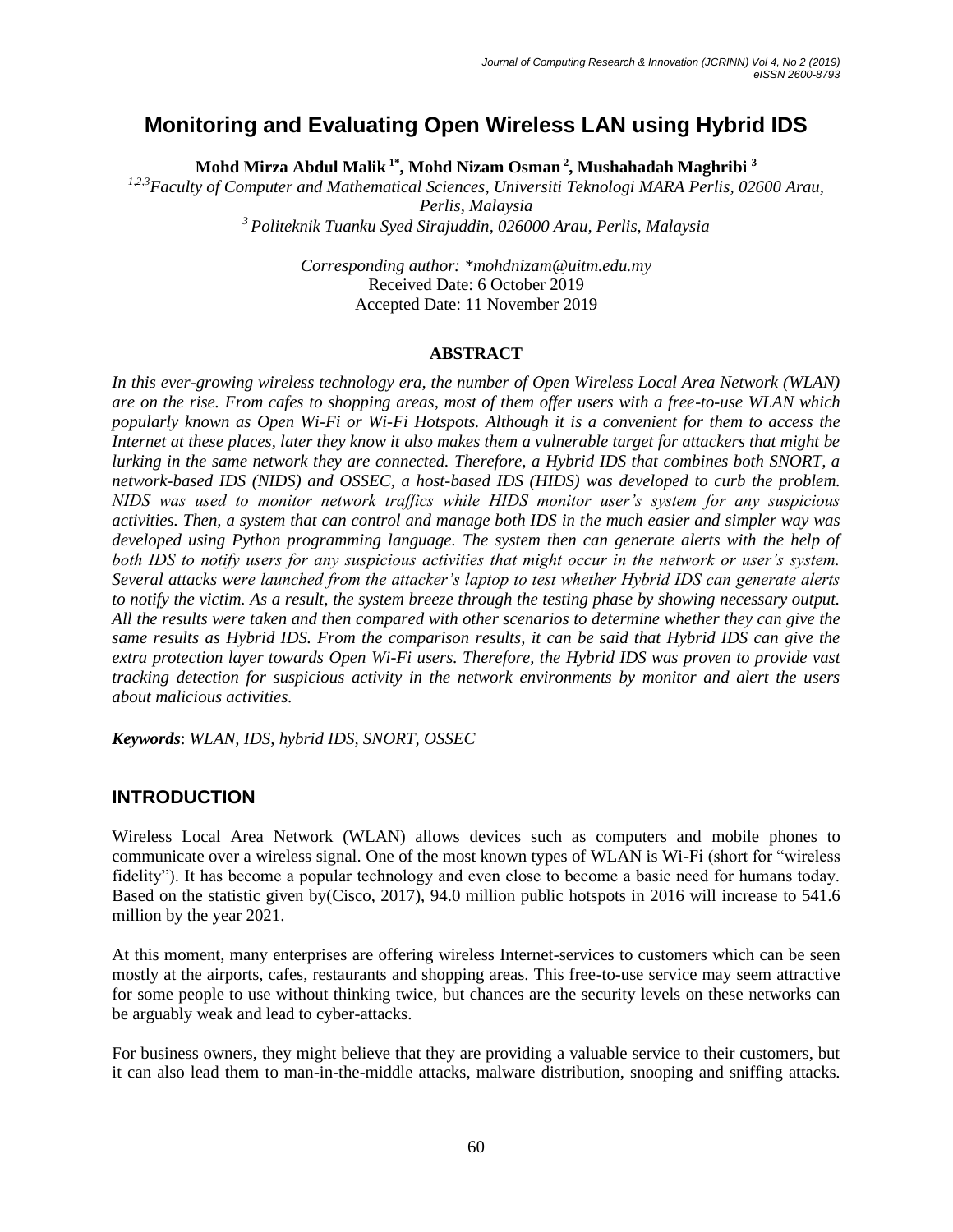# Monitoring and Evaluating Open Wireless LAN using Hybrid IDS

**Mohd Mirza Abdul Malik [1*], Mohd Nizam Osman [2], Mushahadah Maghribi [3]**

[1,2,3]*Faculty of Computer and Mathematical Sciences, Universiti Teknologi MARA Perlis, 02600 Arau, Perlis, Malaysia*

[3] *Politeknik Tuanku Syed Sirajuddin, 026000 Arau, Perlis, Malaysia*

*Corresponding author: \*mohdnizam@uitm.edu.my*

Received Date: 6 October 2019

Accepted Date: 11 November 2019

## ABSTRACT

*In this ever-growing wireless technology era, the number of Open Wireless Local Area Network (WLAN) are on the rise. From cafes to shopping areas, most of them offer users with a free-to-use WLAN which popularly known as Open Wi-Fi or Wi-Fi Hotspots. Although it is a convenient for them to access the Internet at these places, later they know it also makes them a vulnerable target for attackers that might be lurking in the same network they are connected. Therefore, a Hybrid IDS that combines both SNORT, a network-based IDS (NIDS) and OSSEC, a host-based IDS (HIDS) was developed to curb the problem. NIDS was used to monitor network traffics while HIDS monitor user's system for any suspicious activities. Then, a system that can control and manage both IDS in the much easier and simpler way was developed using Python programming language. The system then can generate alerts with the help of both IDS to notify users for any suspicious activities that might occur in the network or user's system. Several attacks were launched from the attacker's laptop to test whether Hybrid IDS can generate alerts to notify the victim. As a result, the system breeze through the testing phase by showing necessary output. All the results were taken and then compared with other scenarios to determine whether they can give the same results as Hybrid IDS. From the comparison results, it can be said that Hybrid IDS can give the extra protection layer towards Open Wi-Fi users. Therefore, the Hybrid IDS was proven to provide vast tracking detection for suspicious activity in the network environments by monitor and alert the users about malicious activities.*

***Keywords***: *WLAN, IDS, hybrid IDS, SNORT, OSSEC*

## INTRODUCTION

Wireless Local Area Network (WLAN) allows devices such as computers and mobile phones to communicate over a wireless signal. One of the most known types of WLAN is Wi-Fi (short for "wireless fidelity"). It has become a popular technology and even close to become a basic need for humans today. Based on the statistic given by(Cisco, 2017), 94.0 million public hotspots in 2016 will increase to 541.6 million by the year 2021.

At this moment, many enterprises are offering wireless Internet-services to customers which can be seen mostly at the airports, cafes, restaurants and shopping areas. This free-to-use service may seem attractive for some people to use without thinking twice, but chances are the security levels on these networks can be arguably weak and lead to cyber-attacks.

For business owners, they might believe that they are providing a valuable service to their customers, but it can also lead them to man-in-the-middle attacks, malware distribution, snooping and sniffing attacks.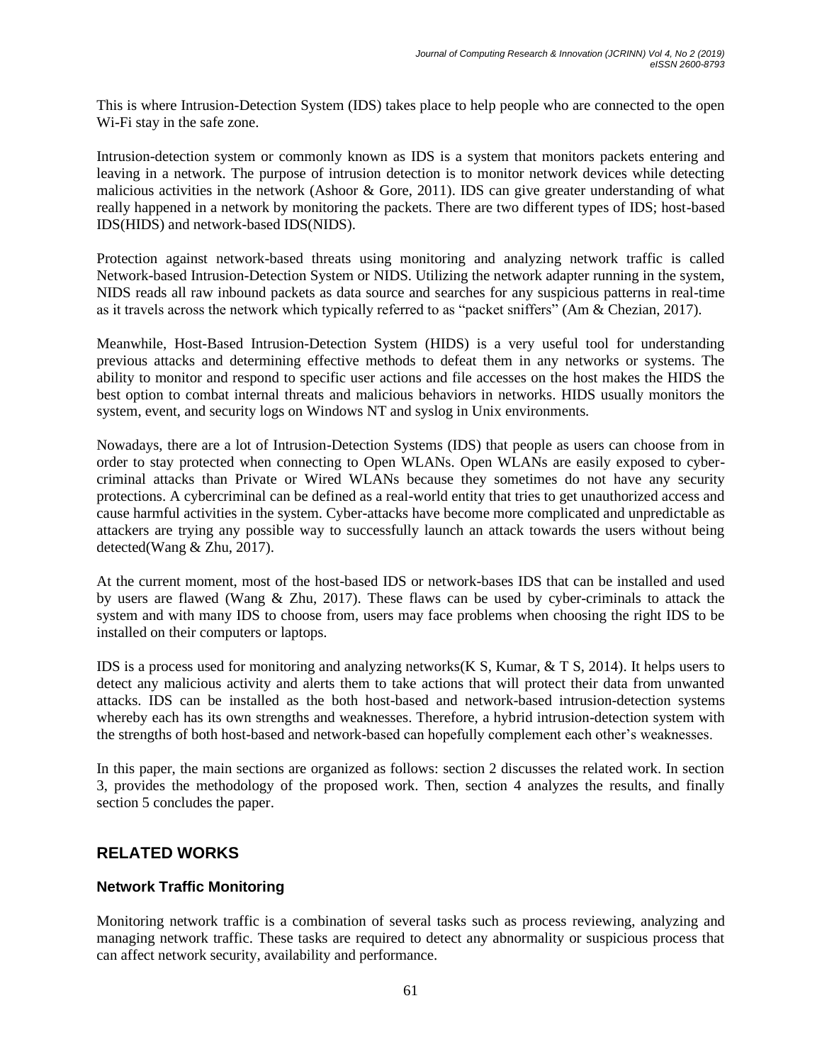This is where Intrusion-Detection System (IDS) takes place to help people who are connected to the open Wi-Fi stay in the safe zone.

Intrusion-detection system or commonly known as IDS is a system that monitors packets entering and leaving in a network. The purpose of intrusion detection is to monitor network devices while detecting malicious activities in the network (Ashoor & Gore, 2011). IDS can give greater understanding of what really happened in a network by monitoring the packets. There are two different types of IDS; host-based IDS(HIDS) and network-based IDS(NIDS).

Protection against network-based threats using monitoring and analyzing network traffic is called Network-based Intrusion-Detection System or NIDS. Utilizing the network adapter running in the system, NIDS reads all raw inbound packets as data source and searches for any suspicious patterns in real-time as it travels across the network which typically referred to as "packet sniffers" (Am & Chezian, 2017).

Meanwhile, Host-Based Intrusion-Detection System (HIDS) is a very useful tool for understanding previous attacks and determining effective methods to defeat them in any networks or systems. The ability to monitor and respond to specific user actions and file accesses on the host makes the HIDS the best option to combat internal threats and malicious behaviors in networks. HIDS usually monitors the system, event, and security logs on Windows NT and syslog in Unix environments.

Nowadays, there are a lot of Intrusion-Detection Systems (IDS) that people as users can choose from in order to stay protected when connecting to Open WLANs. Open WLANs are easily exposed to cyber-criminal attacks than Private or Wired WLANs because they sometimes do not have any security protections. A cybercriminal can be defined as a real-world entity that tries to get unauthorized access and cause harmful activities in the system. Cyber-attacks have become more complicated and unpredictable as attackers are trying any possible way to successfully launch an attack towards the users without being detected(Wang & Zhu, 2017).

At the current moment, most of the host-based IDS or network-bases IDS that can be installed and used by users are flawed (Wang & Zhu, 2017). These flaws can be used by cyber-criminals to attack the system and with many IDS to choose from, users may face problems when choosing the right IDS to be installed on their computers or laptops.

IDS is a process used for monitoring and analyzing networks(K S, Kumar, & T S, 2014). It helps users to detect any malicious activity and alerts them to take actions that will protect their data from unwanted attacks. IDS can be installed as the both host-based and network-based intrusion-detection systems whereby each has its own strengths and weaknesses. Therefore, a hybrid intrusion-detection system with the strengths of both host-based and network-based can hopefully complement each other's weaknesses.

In this paper, the main sections are organized as follows: section 2 discusses the related work. In section 3, provides the methodology of the proposed work. Then, section 4 analyzes the results, and finally section 5 concludes the paper.

## RELATED WORKS

### Network Traffic Monitoring

Monitoring network traffic is a combination of several tasks such as process reviewing, analyzing and managing network traffic. These tasks are required to detect any abnormality or suspicious process that can affect network security, availability and performance.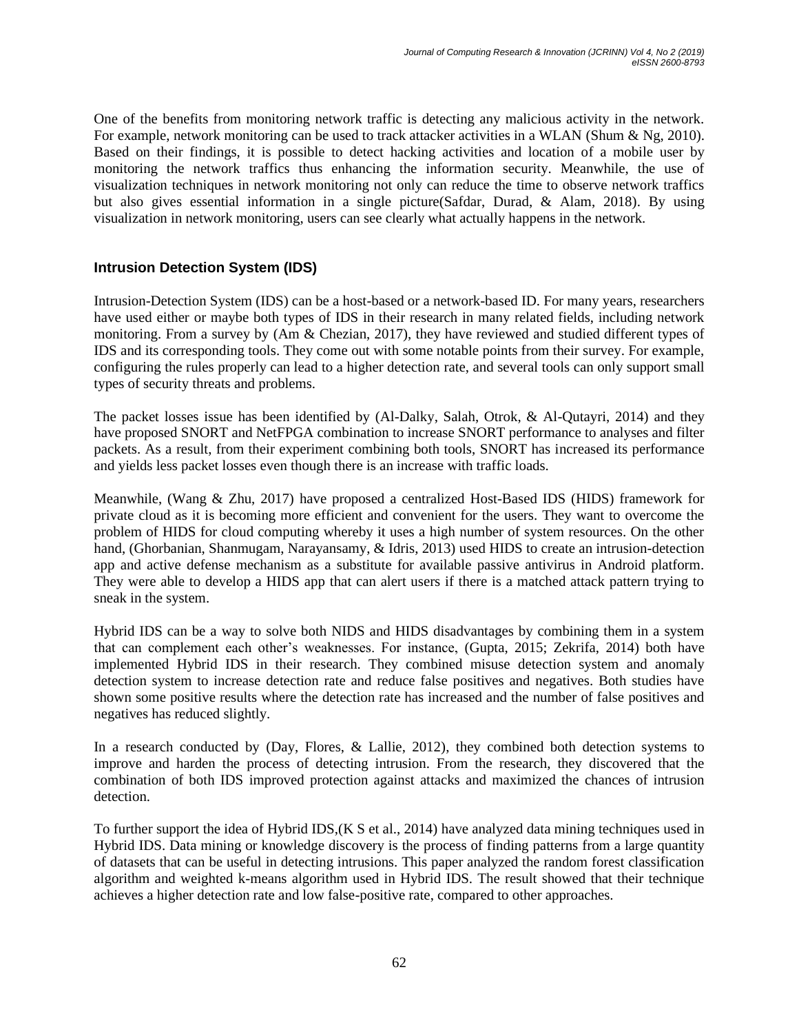One of the benefits from monitoring network traffic is detecting any malicious activity in the network. For example, network monitoring can be used to track attacker activities in a WLAN (Shum & Ng, 2010). Based on their findings, it is possible to detect hacking activities and location of a mobile user by monitoring the network traffics thus enhancing the information security. Meanwhile, the use of visualization techniques in network monitoring not only can reduce the time to observe network traffics but also gives essential information in a single picture(Safdar, Durad, & Alam, 2018). By using visualization in network monitoring, users can see clearly what actually happens in the network.

## Intrusion Detection System (IDS)

Intrusion-Detection System (IDS) can be a host-based or a network-based ID. For many years, researchers have used either or maybe both types of IDS in their research in many related fields, including network monitoring. From a survey by (Am & Chezian, 2017), they have reviewed and studied different types of IDS and its corresponding tools. They come out with some notable points from their survey. For example, configuring the rules properly can lead to a higher detection rate, and several tools can only support small types of security threats and problems.

The packet losses issue has been identified by (Al-Dalky, Salah, Otrok, & Al-Qutayri, 2014) and they have proposed SNORT and NetFPGA combination to increase SNORT performance to analyses and filter packets. As a result, from their experiment combining both tools, SNORT has increased its performance and yields less packet losses even though there is an increase with traffic loads.

Meanwhile, (Wang & Zhu, 2017) have proposed a centralized Host-Based IDS (HIDS) framework for private cloud as it is becoming more efficient and convenient for the users. They want to overcome the problem of HIDS for cloud computing whereby it uses a high number of system resources. On the other hand, (Ghorbanian, Shanmugam, Narayansamy, & Idris, 2013) used HIDS to create an intrusion-detection app and active defense mechanism as a substitute for available passive antivirus in Android platform. They were able to develop a HIDS app that can alert users if there is a matched attack pattern trying to sneak in the system.

Hybrid IDS can be a way to solve both NIDS and HIDS disadvantages by combining them in a system that can complement each other's weaknesses. For instance, (Gupta, 2015; Zekrifa, 2014) both have implemented Hybrid IDS in their research. They combined misuse detection system and anomaly detection system to increase detection rate and reduce false positives and negatives. Both studies have shown some positive results where the detection rate has increased and the number of false positives and negatives has reduced slightly.

In a research conducted by (Day, Flores, & Lallie, 2012), they combined both detection systems to improve and harden the process of detecting intrusion. From the research, they discovered that the combination of both IDS improved protection against attacks and maximized the chances of intrusion detection.

To further support the idea of Hybrid IDS,(K S et al., 2014) have analyzed data mining techniques used in Hybrid IDS. Data mining or knowledge discovery is the process of finding patterns from a large quantity of datasets that can be useful in detecting intrusions. This paper analyzed the random forest classification algorithm and weighted k-means algorithm used in Hybrid IDS. The result showed that their technique achieves a higher detection rate and low false-positive rate, compared to other approaches.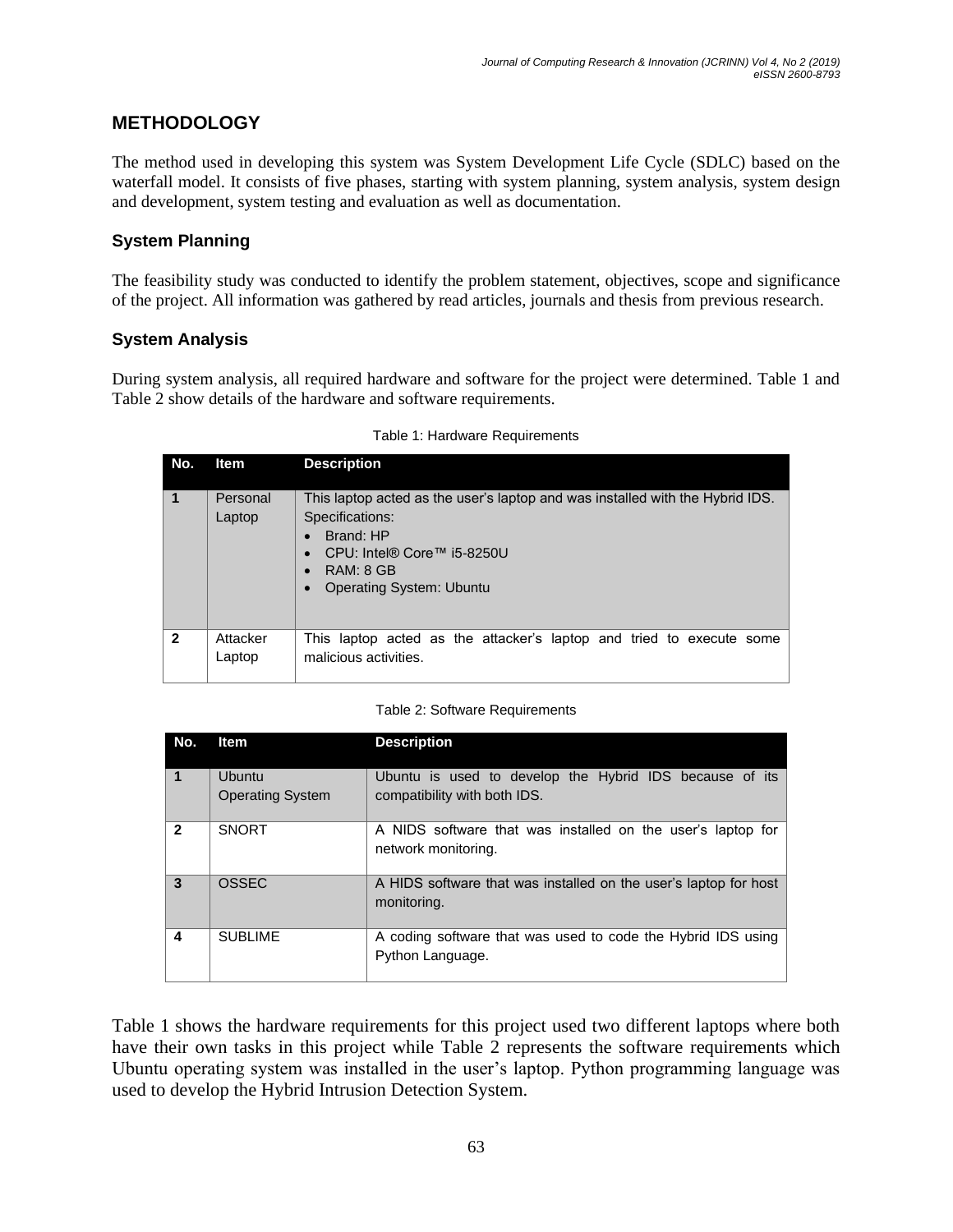## METHODOLOGY

The method used in developing this system was System Development Life Cycle (SDLC) based on the waterfall model. It consists of five phases, starting with system planning, system analysis, system design and development, system testing and evaluation as well as documentation.

### System Planning

The feasibility study was conducted to identify the problem statement, objectives, scope and significance of the project. All information was gathered by read articles, journals and thesis from previous research.

### System Analysis

During system analysis, all required hardware and software for the project were determined. Table 1 and Table 2 show details of the hardware and software requirements.

Table 1: Hardware Requirements

| No. | Item | Description |
|---|---|---|
| 1 | Personal Laptop | This laptop acted as the user's laptop and was installed with the Hybrid IDS.<br>Specifications:<br>• Brand: HP<br>• CPU: Intel® Core™ i5-8250U<br>• RAM: 8 GB<br>• Operating System: Ubuntu |
| 2 | Attacker Laptop | This laptop acted as the attacker's laptop and tried to execute some malicious activities. |

Table 2: Software Requirements

| No. | Item | Description |
|---|---|---|
| 1 | Ubuntu Operating System | Ubuntu is used to develop the Hybrid IDS because of its compatibility with both IDS. |
| 2 | SNORT | A NIDS software that was installed on the user's laptop for network monitoring. |
| 3 | OSSEC | A HIDS software that was installed on the user's laptop for host monitoring. |
| 4 | SUBLIME | A coding software that was used to code the Hybrid IDS using Python Language. |

Table 1 shows the hardware requirements for this project used two different laptops where both have their own tasks in this project while Table 2 represents the software requirements which Ubuntu operating system was installed in the user's laptop. Python programming language was used to develop the Hybrid Intrusion Detection System.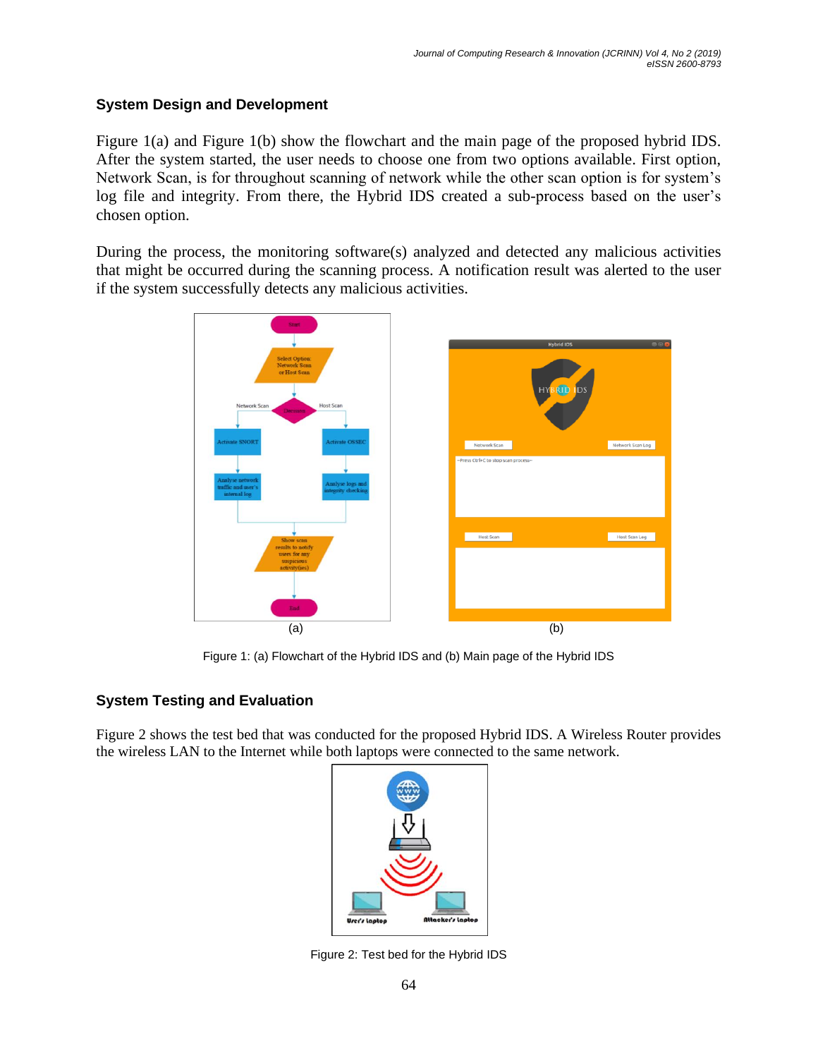### System Design and Development

Figure 1(a) and Figure 1(b) show the flowchart and the main page of the proposed hybrid IDS. After the system started, the user needs to choose one from two options available. First option, Network Scan, is for throughout scanning of network while the other scan option is for system's log file and integrity. From there, the Hybrid IDS created a sub-process based on the user's chosen option.

During the process, the monitoring software(s) analyzed and detected any malicious activities that might be occurred during the scanning process. A notification result was alerted to the user if the system successfully detects any malicious activities.

(a) (b)

Figure 1: (a) Flowchart of the Hybrid IDS and (b) Main page of the Hybrid IDS

### System Testing and Evaluation

Figure 2 shows the test bed that was conducted for the proposed Hybrid IDS. A Wireless Router provides the wireless LAN to the Internet while both laptops were connected to the same network.

Figure 2: Test bed for the Hybrid IDS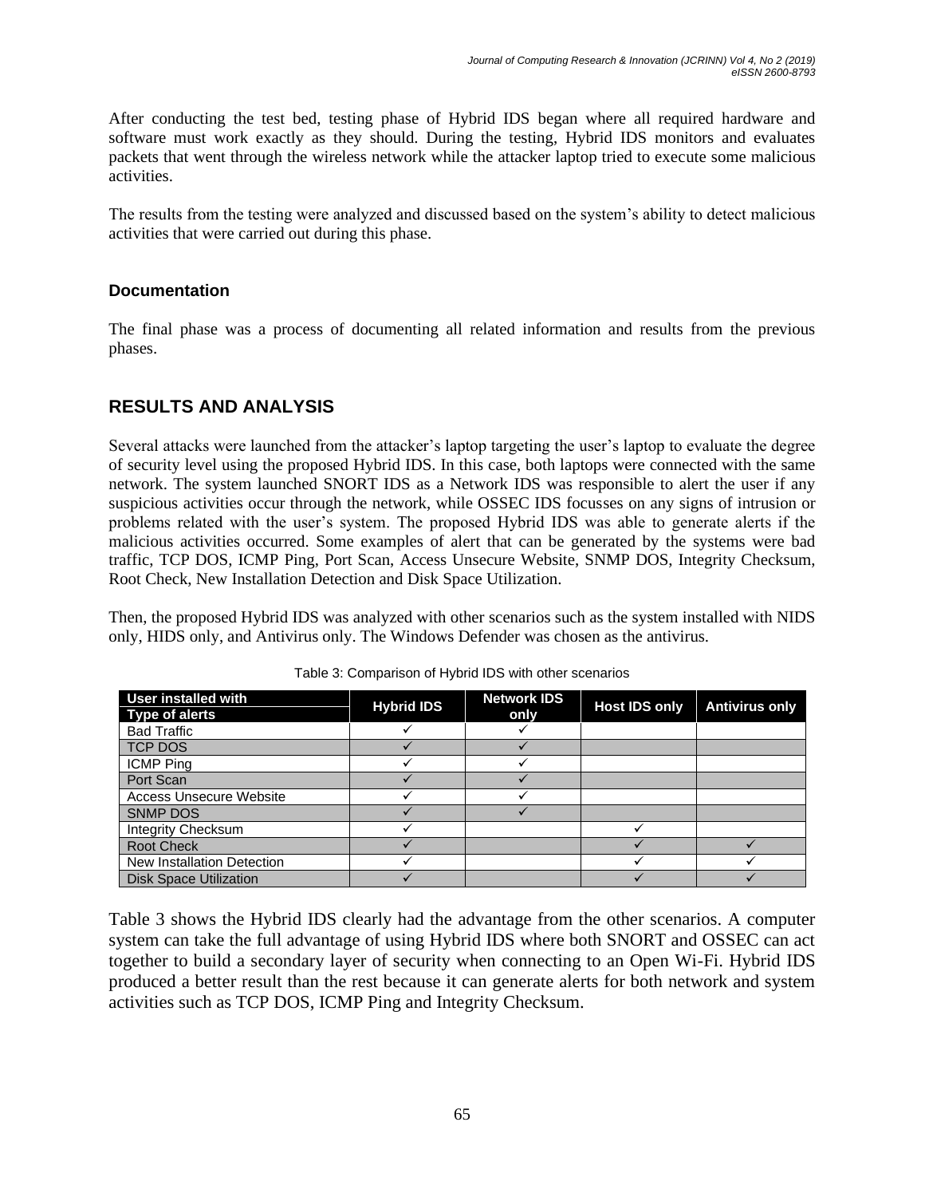After conducting the test bed, testing phase of Hybrid IDS began where all required hardware and software must work exactly as they should. During the testing, Hybrid IDS monitors and evaluates packets that went through the wireless network while the attacker laptop tried to execute some malicious activities.

The results from the testing were analyzed and discussed based on the system's ability to detect malicious activities that were carried out during this phase.

### Documentation

The final phase was a process of documenting all related information and results from the previous phases.

## RESULTS AND ANALYSIS

Several attacks were launched from the attacker's laptop targeting the user's laptop to evaluate the degree of security level using the proposed Hybrid IDS. In this case, both laptops were connected with the same network. The system launched SNORT IDS as a Network IDS was responsible to alert the user if any suspicious activities occur through the network, while OSSEC IDS focusses on any signs of intrusion or problems related with the user's system. The proposed Hybrid IDS was able to generate alerts if the malicious activities occurred. Some examples of alert that can be generated by the systems were bad traffic, TCP DOS, ICMP Ping, Port Scan, Access Unsecure Website, SNMP DOS, Integrity Checksum, Root Check, New Installation Detection and Disk Space Utilization.

Then, the proposed Hybrid IDS was analyzed with other scenarios such as the system installed with NIDS only, HIDS only, and Antivirus only. The Windows Defender was chosen as the antivirus.

Table 3: Comparison of Hybrid IDS with other scenarios

| User installed with / Type of alerts | Hybrid IDS | Network IDS only | Host IDS only | Antivirus only |
|---|---|---|---|---|
| Bad Traffic | ✓ | ✓ | | |
| TCP DOS | ✓ | ✓ | | |
| ICMP Ping | ✓ | ✓ | | |
| Port Scan | ✓ | ✓ | | |
| Access Unsecure Website | ✓ | ✓ | | |
| SNMP DOS | ✓ | ✓ | | |
| Integrity Checksum | ✓ | | ✓ | |
| Root Check | ✓ | | ✓ | ✓ |
| New Installation Detection | ✓ | | ✓ | ✓ |
| Disk Space Utilization | ✓ | | ✓ | ✓ |

Table 3 shows the Hybrid IDS clearly had the advantage from the other scenarios. A computer system can take the full advantage of using Hybrid IDS where both SNORT and OSSEC can act together to build a secondary layer of security when connecting to an Open Wi-Fi. Hybrid IDS produced a better result than the rest because it can generate alerts for both network and system activities such as TCP DOS, ICMP Ping and Integrity Checksum.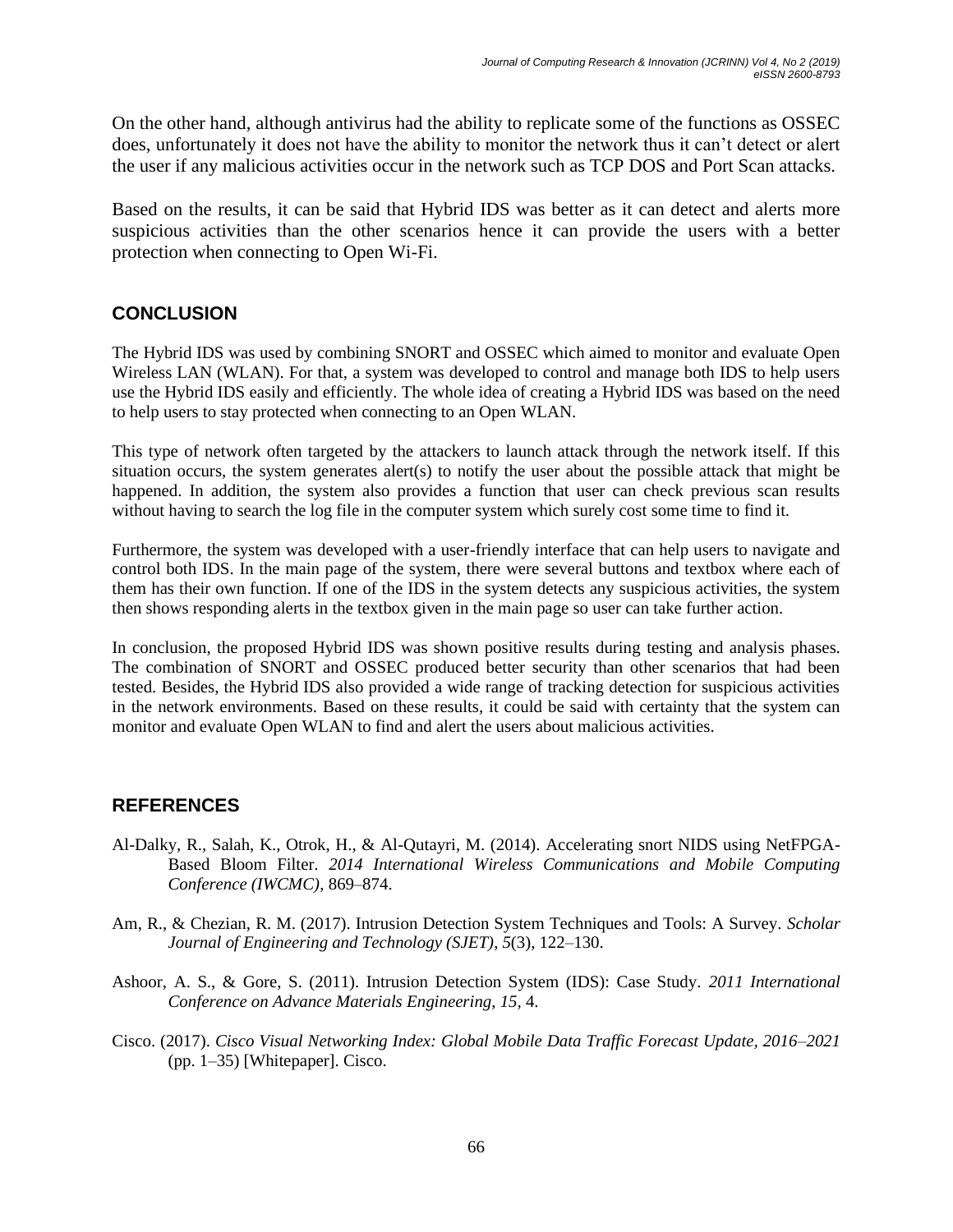On the other hand, although antivirus had the ability to replicate some of the functions as OSSEC does, unfortunately it does not have the ability to monitor the network thus it can't detect or alert the user if any malicious activities occur in the network such as TCP DOS and Port Scan attacks.

Based on the results, it can be said that Hybrid IDS was better as it can detect and alerts more suspicious activities than the other scenarios hence it can provide the users with a better protection when connecting to Open Wi-Fi.

## CONCLUSION

The Hybrid IDS was used by combining SNORT and OSSEC which aimed to monitor and evaluate Open Wireless LAN (WLAN). For that, a system was developed to control and manage both IDS to help users use the Hybrid IDS easily and efficiently. The whole idea of creating a Hybrid IDS was based on the need to help users to stay protected when connecting to an Open WLAN.

This type of network often targeted by the attackers to launch attack through the network itself. If this situation occurs, the system generates alert(s) to notify the user about the possible attack that might be happened. In addition, the system also provides a function that user can check previous scan results without having to search the log file in the computer system which surely cost some time to find it.

Furthermore, the system was developed with a user-friendly interface that can help users to navigate and control both IDS. In the main page of the system, there were several buttons and textbox where each of them has their own function. If one of the IDS in the system detects any suspicious activities, the system then shows responding alerts in the textbox given in the main page so user can take further action.

In conclusion, the proposed Hybrid IDS was shown positive results during testing and analysis phases. The combination of SNORT and OSSEC produced better security than other scenarios that had been tested. Besides, the Hybrid IDS also provided a wide range of tracking detection for suspicious activities in the network environments. Based on these results, it could be said with certainty that the system can monitor and evaluate Open WLAN to find and alert the users about malicious activities.

## REFERENCES

Al-Dalky, R., Salah, K., Otrok, H., & Al-Qutayri, M. (2014). Accelerating snort NIDS using NetFPGA-Based Bloom Filter. *2014 International Wireless Communications and Mobile Computing Conference (IWCMC)*, 869–874.

Am, R., & Chezian, R. M. (2017). Intrusion Detection System Techniques and Tools: A Survey. *Scholar Journal of Engineering and Technology (SJET)*, *5*(3), 122–130.

Ashoor, A. S., & Gore, S. (2011). Intrusion Detection System (IDS): Case Study. *2011 International Conference on Advance Materials Engineering*, *15*, 4.

Cisco. (2017). *Cisco Visual Networking Index: Global Mobile Data Traffic Forecast Update, 2016–2021* (pp. 1–35) [Whitepaper]. Cisco.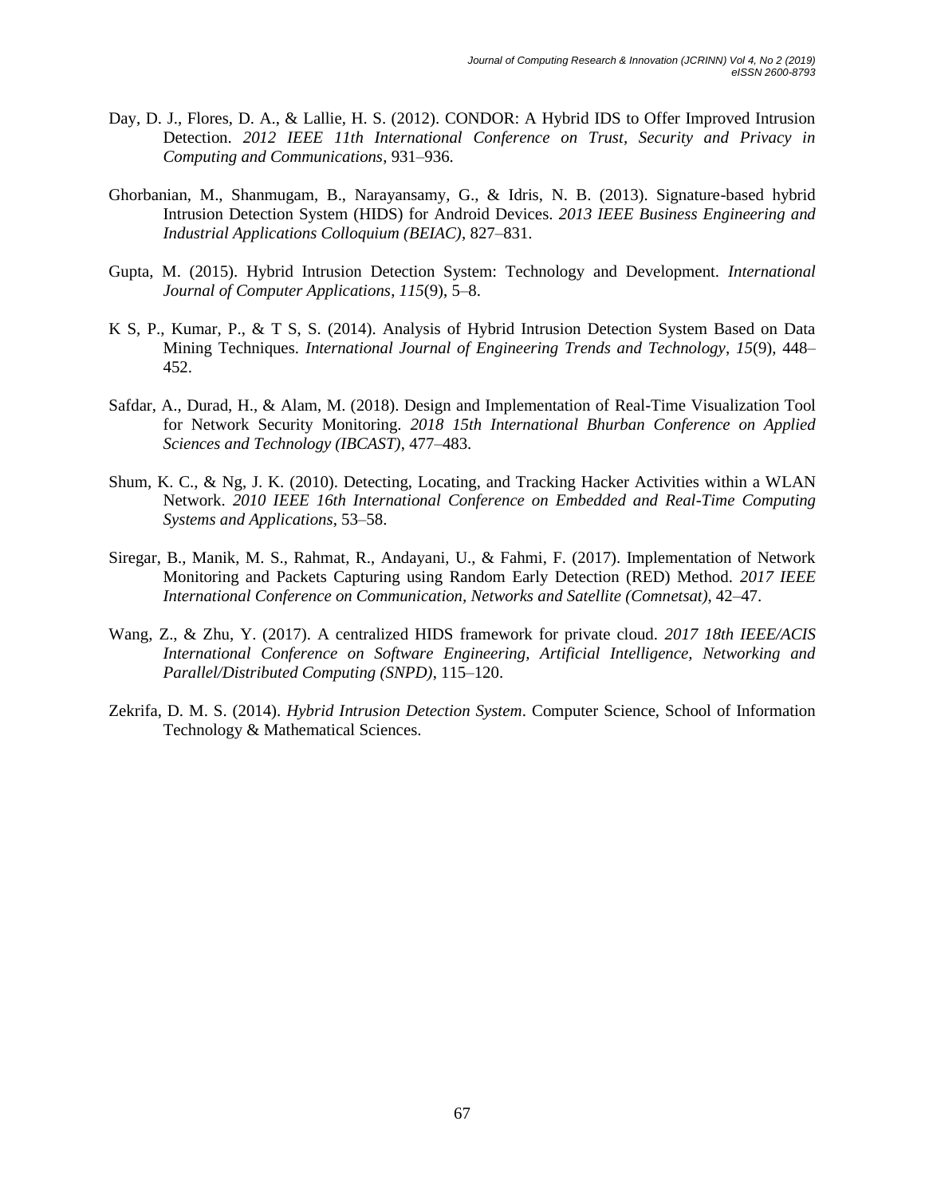Day, D. J., Flores, D. A., & Lallie, H. S. (2012). CONDOR: A Hybrid IDS to Offer Improved Intrusion Detection. *2012 IEEE 11th International Conference on Trust, Security and Privacy in Computing and Communications*, 931–936.

Ghorbanian, M., Shanmugam, B., Narayansamy, G., & Idris, N. B. (2013). Signature-based hybrid Intrusion Detection System (HIDS) for Android Devices. *2013 IEEE Business Engineering and Industrial Applications Colloquium (BEIAC)*, 827–831.

Gupta, M. (2015). Hybrid Intrusion Detection System: Technology and Development. *International Journal of Computer Applications*, *115*(9), 5–8.

K S, P., Kumar, P., & T S, S. (2014). Analysis of Hybrid Intrusion Detection System Based on Data Mining Techniques. *International Journal of Engineering Trends and Technology*, *15*(9), 448–452.

Safdar, A., Durad, H., & Alam, M. (2018). Design and Implementation of Real-Time Visualization Tool for Network Security Monitoring. *2018 15th International Bhurban Conference on Applied Sciences and Technology (IBCAST)*, 477–483.

Shum, K. C., & Ng, J. K. (2010). Detecting, Locating, and Tracking Hacker Activities within a WLAN Network. *2010 IEEE 16th International Conference on Embedded and Real-Time Computing Systems and Applications*, 53–58.

Siregar, B., Manik, M. S., Rahmat, R., Andayani, U., & Fahmi, F. (2017). Implementation of Network Monitoring and Packets Capturing using Random Early Detection (RED) Method. *2017 IEEE International Conference on Communication, Networks and Satellite (Comnetsat)*, 42–47.

Wang, Z., & Zhu, Y. (2017). A centralized HIDS framework for private cloud. *2017 18th IEEE/ACIS International Conference on Software Engineering, Artificial Intelligence, Networking and Parallel/Distributed Computing (SNPD)*, 115–120.

Zekrifa, D. M. S. (2014). *Hybrid Intrusion Detection System*. Computer Science, School of Information Technology & Mathematical Sciences.